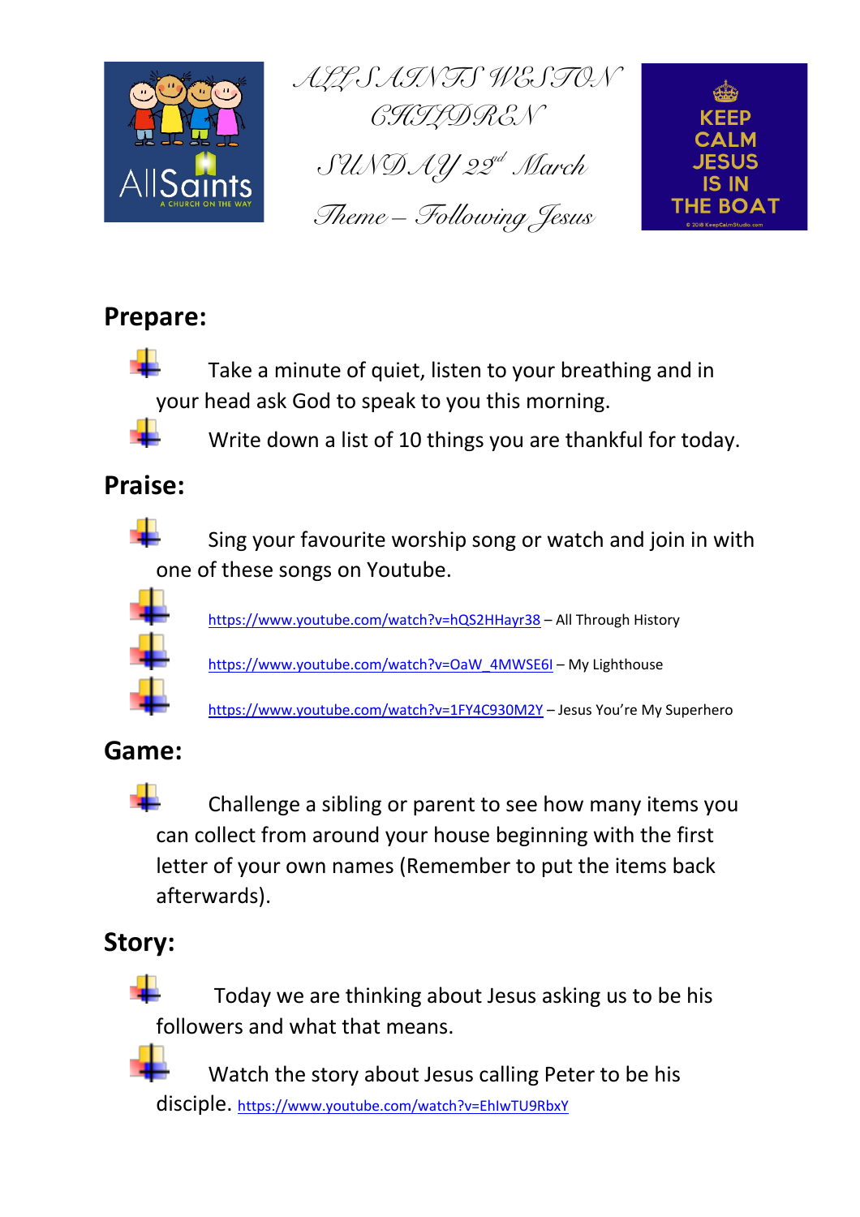# ALL SAINTS WESTON CHILDREN

## SUNDAY 22nd March

## Theme – Following Jesus

KEEP CALM JESUS IS IN THE BOAT

## Prepare:

- Take a minute of quiet, listen to your breathing and in your head ask God to speak to you this morning.
- Write down a list of 10 things you are thankful for today.

## Praise:

- Sing your favourite worship song or watch and join in with one of these songs on Youtube.
- https://www.youtube.com/watch?v=hQS2HHayr38 – All Through History
- https://www.youtube.com/watch?v=OaW_4MWSE6I – My Lighthouse
- https://www.youtube.com/watch?v=1FY4C930M2Y – Jesus You're My Superhero

## Game:

- Challenge a sibling or parent to see how many items you can collect from around your house beginning with the first letter of your own names (Remember to put the items back afterwards).

## Story:

- Today we are thinking about Jesus asking us to be his followers and what that means.
- Watch the story about Jesus calling Peter to be his disciple. https://www.youtube.com/watch?v=EhIwTU9RbxY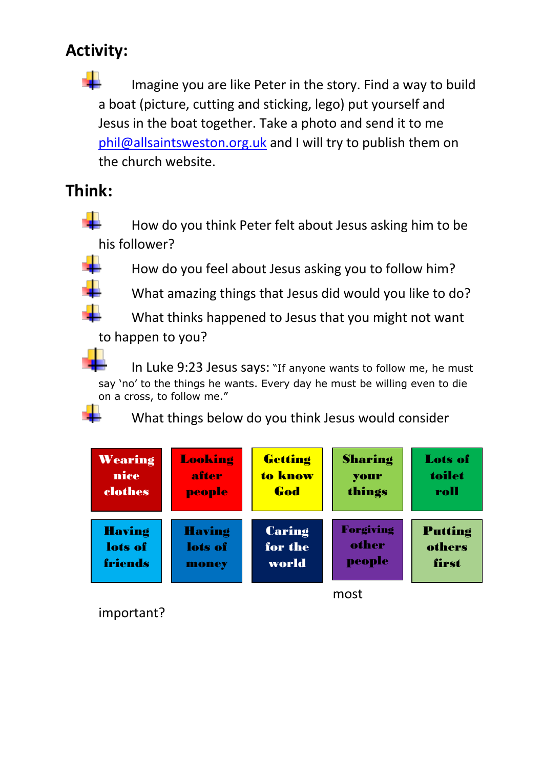## Activity:

- Imagine you are like Peter in the story. Find a way to build a boat (picture, cutting and sticking, lego) put yourself and Jesus in the boat together. Take a photo and send it to me [phil@allsaintsweston.org.uk](mailto:phil@allsaintsweston.org.uk) and I will try to publish them on the church website.

## Think:

- How do you think Peter felt about Jesus asking him to be his follower?
- How do you feel about Jesus asking you to follow him?
- What amazing things that Jesus did would you like to do?
- What thinks happened to Jesus that you might not want to happen to you?
- In Luke 9:23 Jesus says: "If anyone wants to follow me, he must say 'no' to the things he wants. Every day he must be willing even to die on a cross, to follow me."
- What things below do you think Jesus would consider most important?

| | | | | |
|---|---|---|---|---|
| Wearing nice clothes | Looking after people | Getting to know God | Sharing your things | Lots of toilet roll |
| Having lots of friends | Having lots of money | Caring for the world | Forgiving other people | Putting others first |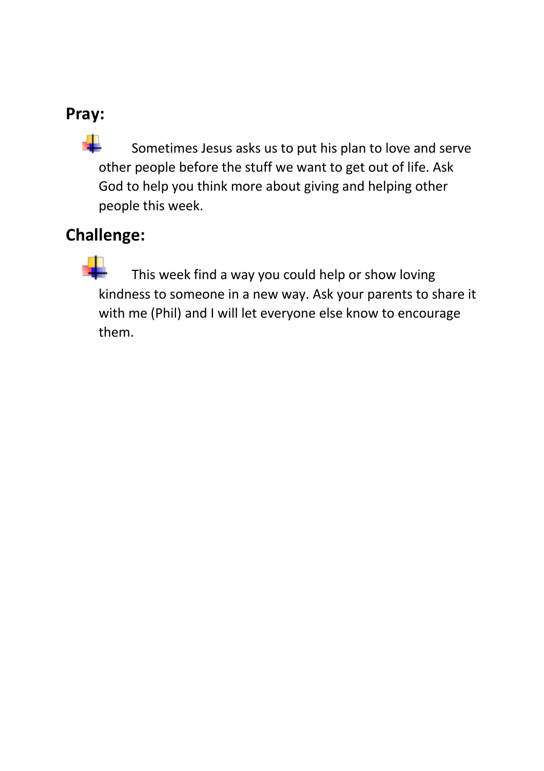## Pray:

- Sometimes Jesus asks us to put his plan to love and serve other people before the stuff we want to get out of life. Ask God to help you think more about giving and helping other people this week.

## Challenge:

- This week find a way you could help or show loving kindness to someone in a new way. Ask your parents to share it with me (Phil) and I will let everyone else know to encourage them.